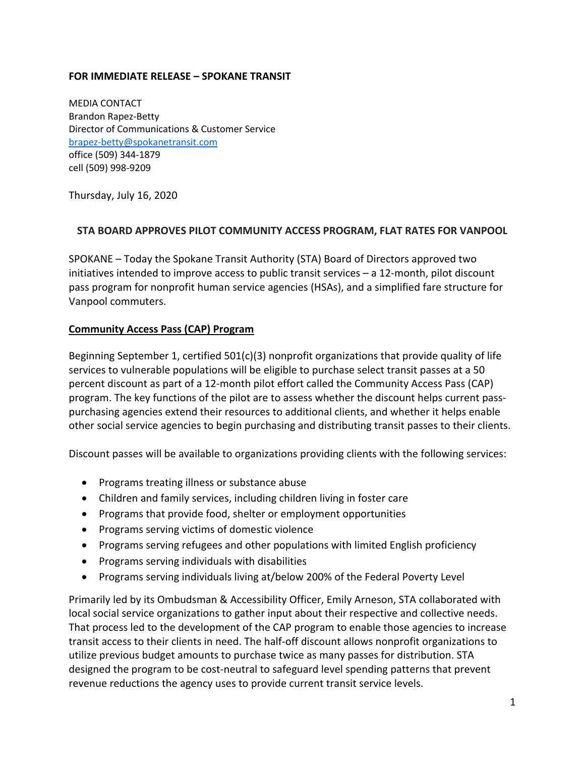**FOR IMMEDIATE RELEASE – SPOKANE TRANSIT**

MEDIA CONTACT
Brandon Rapez-Betty
Director of Communications & Customer Service
brapez-betty@spokanetransit.com
office (509) 344-1879
cell (509) 998-9209

Thursday, July 16, 2020

**STA BOARD APPROVES PILOT COMMUNITY ACCESS PROGRAM, FLAT RATES FOR VANPOOL**

SPOKANE – Today the Spokane Transit Authority (STA) Board of Directors approved two initiatives intended to improve access to public transit services – a 12-month, pilot discount pass program for nonprofit human service agencies (HSAs), and a simplified fare structure for Vanpool commuters.

**Community Access Pass (CAP) Program**

Beginning September 1, certified 501(c)(3) nonprofit organizations that provide quality of life services to vulnerable populations will be eligible to purchase select transit passes at a 50 percent discount as part of a 12-month pilot effort called the Community Access Pass (CAP) program. The key functions of the pilot are to assess whether the discount helps current pass-purchasing agencies extend their resources to additional clients, and whether it helps enable other social service agencies to begin purchasing and distributing transit passes to their clients.

Discount passes will be available to organizations providing clients with the following services:

- Programs treating illness or substance abuse
- Children and family services, including children living in foster care
- Programs that provide food, shelter or employment opportunities
- Programs serving victims of domestic violence
- Programs serving refugees and other populations with limited English proficiency
- Programs serving individuals with disabilities
- Programs serving individuals living at/below 200% of the Federal Poverty Level

Primarily led by its Ombudsman & Accessibility Officer, Emily Arneson, STA collaborated with local social service organizations to gather input about their respective and collective needs. That process led to the development of the CAP program to enable those agencies to increase transit access to their clients in need. The half-off discount allows nonprofit organizations to utilize previous budget amounts to purchase twice as many passes for distribution. STA designed the program to be cost-neutral to safeguard level spending patterns that prevent revenue reductions the agency uses to provide current transit service levels.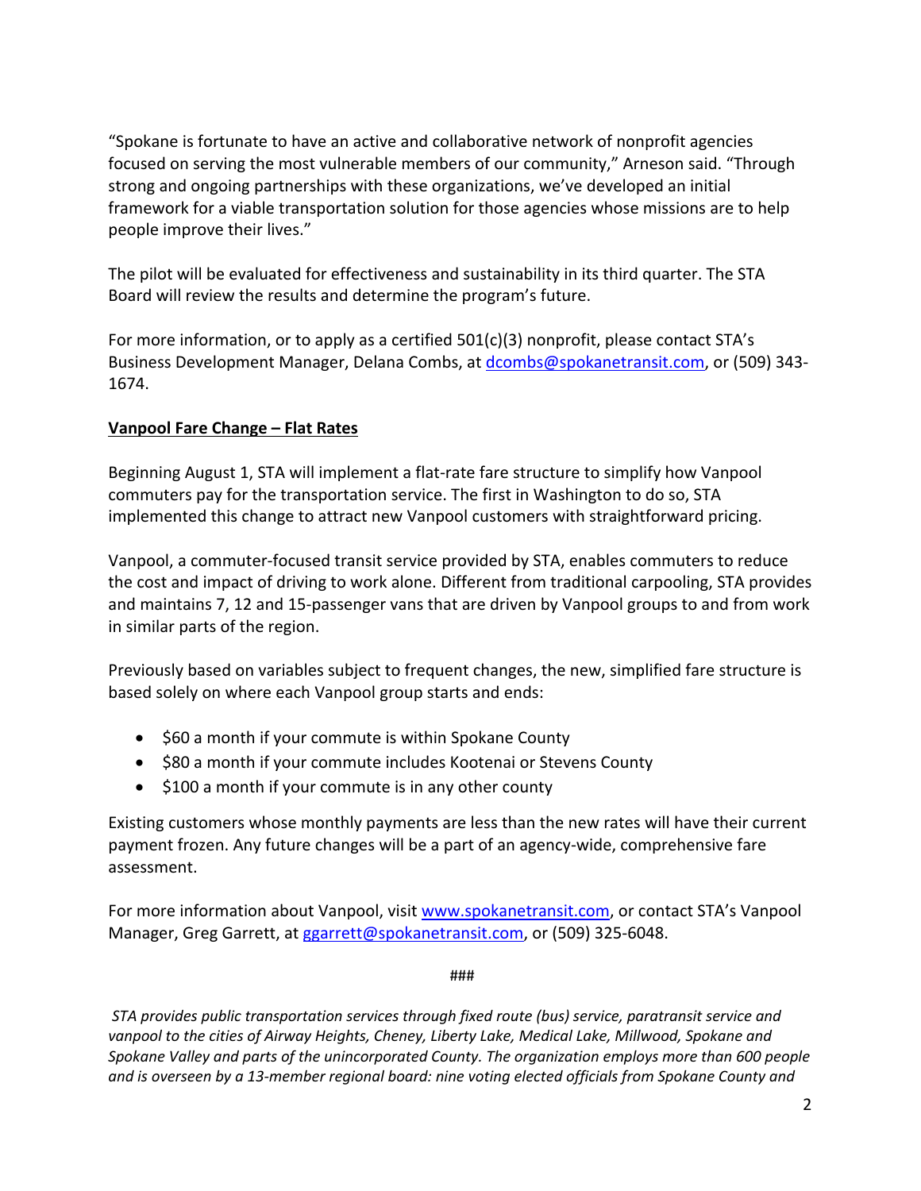"Spokane is fortunate to have an active and collaborative network of nonprofit agencies focused on serving the most vulnerable members of our community," Arneson said. "Through strong and ongoing partnerships with these organizations, we've developed an initial framework for a viable transportation solution for those agencies whose missions are to help people improve their lives."

The pilot will be evaluated for effectiveness and sustainability in its third quarter. The STA Board will review the results and determine the program's future.

For more information, or to apply as a certified 501(c)(3) nonprofit, please contact STA's Business Development Manager, Delana Combs, at dcombs@spokanetransit.com, or (509) 343-1674.

**Vanpool Fare Change – Flat Rates**

Beginning August 1, STA will implement a flat-rate fare structure to simplify how Vanpool commuters pay for the transportation service. The first in Washington to do so, STA implemented this change to attract new Vanpool customers with straightforward pricing.

Vanpool, a commuter-focused transit service provided by STA, enables commuters to reduce the cost and impact of driving to work alone. Different from traditional carpooling, STA provides and maintains 7, 12 and 15-passenger vans that are driven by Vanpool groups to and from work in similar parts of the region.

Previously based on variables subject to frequent changes, the new, simplified fare structure is based solely on where each Vanpool group starts and ends:

- $60 a month if your commute is within Spokane County
- $80 a month if your commute includes Kootenai or Stevens County
- $100 a month if your commute is in any other county

Existing customers whose monthly payments are less than the new rates will have their current payment frozen. Any future changes will be a part of an agency-wide, comprehensive fare assessment.

For more information about Vanpool, visit www.spokanetransit.com, or contact STA's Vanpool Manager, Greg Garrett, at ggarrett@spokanetransit.com, or (509) 325-6048.

###

*STA provides public transportation services through fixed route (bus) service, paratransit service and vanpool to the cities of Airway Heights, Cheney, Liberty Lake, Medical Lake, Millwood, Spokane and Spokane Valley and parts of the unincorporated County. The organization employs more than 600 people and is overseen by a 13-member regional board: nine voting elected officials from Spokane County and*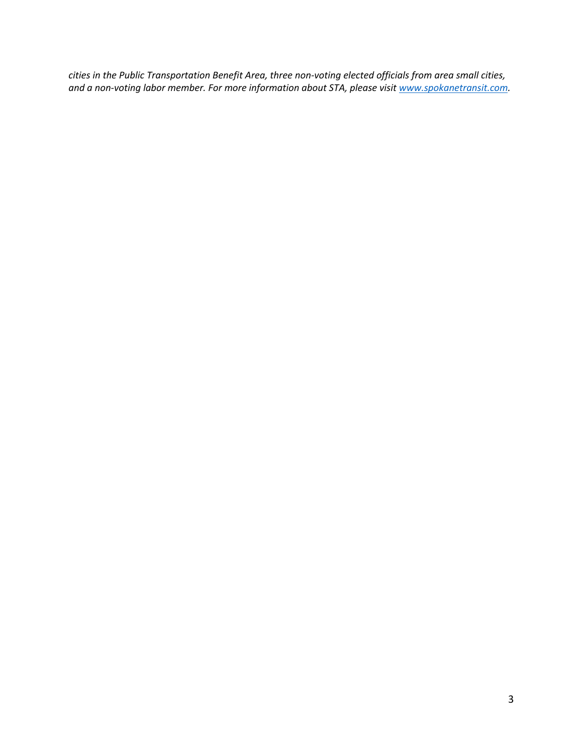*cities in the Public Transportation Benefit Area, three non-voting elected officials from area small cities, and a non-voting labor member. For more information about STA, please visit [www.spokanetransit.com](http://www.spokanetransit.com).*